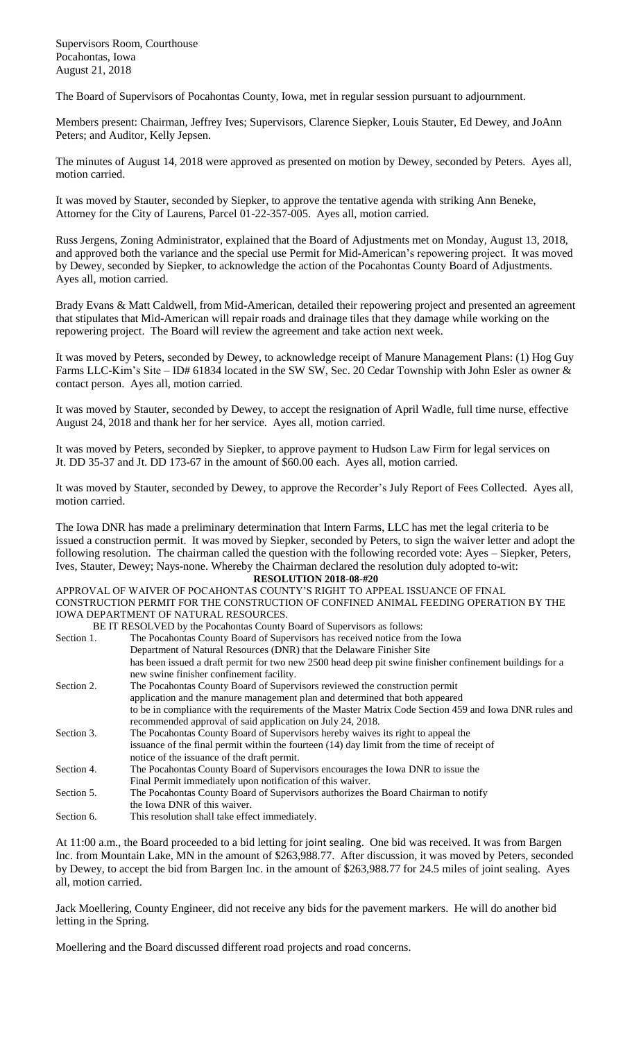Supervisors Room, Courthouse
Pocahontas, Iowa
August 21, 2018

The Board of Supervisors of Pocahontas County, Iowa, met in regular session pursuant to adjournment.

Members present: Chairman, Jeffrey Ives; Supervisors, Clarence Siepker, Louis Stauter, Ed Dewey, and JoAnn Peters; and Auditor, Kelly Jepsen.

The minutes of August 14, 2018 were approved as presented on motion by Dewey, seconded by Peters. Ayes all, motion carried.

It was moved by Stauter, seconded by Siepker, to approve the tentative agenda with striking Ann Beneke, Attorney for the City of Laurens, Parcel 01-22-357-005. Ayes all, motion carried.

Russ Jergens, Zoning Administrator, explained that the Board of Adjustments met on Monday, August 13, 2018, and approved both the variance and the special use Permit for Mid-American's repowering project. It was moved by Dewey, seconded by Siepker, to acknowledge the action of the Pocahontas County Board of Adjustments. Ayes all, motion carried.

Brady Evans & Matt Caldwell, from Mid-American, detailed their repowering project and presented an agreement that stipulates that Mid-American will repair roads and drainage tiles that they damage while working on the repowering project. The Board will review the agreement and take action next week.

It was moved by Peters, seconded by Dewey, to acknowledge receipt of Manure Management Plans: (1) Hog Guy Farms LLC-Kim's Site – ID# 61834 located in the SW SW, Sec. 20 Cedar Township with John Esler as owner & contact person. Ayes all, motion carried.

It was moved by Stauter, seconded by Dewey, to accept the resignation of April Wadle, full time nurse, effective August 24, 2018 and thank her for her service. Ayes all, motion carried.

It was moved by Peters, seconded by Siepker, to approve payment to Hudson Law Firm for legal services on Jt. DD 35-37 and Jt. DD 173-67 in the amount of $60.00 each. Ayes all, motion carried.

It was moved by Stauter, seconded by Dewey, to approve the Recorder's July Report of Fees Collected. Ayes all, motion carried.

The Iowa DNR has made a preliminary determination that Intern Farms, LLC has met the legal criteria to be issued a construction permit. It was moved by Siepker, seconded by Peters, to sign the waiver letter and adopt the following resolution. The chairman called the question with the following recorded vote: Ayes – Siepker, Peters, Ives, Stauter, Dewey; Nays-none. Whereby the Chairman declared the resolution duly adopted to-wit:

**RESOLUTION 2018-08-#20**

APPROVAL OF WAIVER OF POCAHONTAS COUNTY'S RIGHT TO APPEAL ISSUANCE OF FINAL CONSTRUCTION PERMIT FOR THE CONSTRUCTION OF CONFINED ANIMAL FEEDING OPERATION BY THE IOWA DEPARTMENT OF NATURAL RESOURCES.

BE IT RESOLVED by the Pocahontas County Board of Supervisors as follows:

Section 1. The Pocahontas County Board of Supervisors has received notice from the Iowa Department of Natural Resources (DNR) that the Delaware Finisher Site has been issued a draft permit for two new 2500 head deep pit swine finisher confinement buildings for a new swine finisher confinement facility.

Section 2. The Pocahontas County Board of Supervisors reviewed the construction permit application and the manure management plan and determined that both appeared to be in compliance with the requirements of the Master Matrix Code Section 459 and Iowa DNR rules and recommended approval of said application on July 24, 2018.

Section 3. The Pocahontas County Board of Supervisors hereby waives its right to appeal the issuance of the final permit within the fourteen (14) day limit from the time of receipt of notice of the issuance of the draft permit.

Section 4. The Pocahontas County Board of Supervisors encourages the Iowa DNR to issue the Final Permit immediately upon notification of this waiver.

Section 5. The Pocahontas County Board of Supervisors authorizes the Board Chairman to notify the Iowa DNR of this waiver.

Section 6. This resolution shall take effect immediately.

At 11:00 a.m., the Board proceeded to a bid letting for joint sealing. One bid was received. It was from Bargen Inc. from Mountain Lake, MN in the amount of $263,988.77. After discussion, it was moved by Peters, seconded by Dewey, to accept the bid from Bargen Inc. in the amount of $263,988.77 for 24.5 miles of joint sealing. Ayes all, motion carried.

Jack Moellering, County Engineer, did not receive any bids for the pavement markers. He will do another bid letting in the Spring.

Moellering and the Board discussed different road projects and road concerns.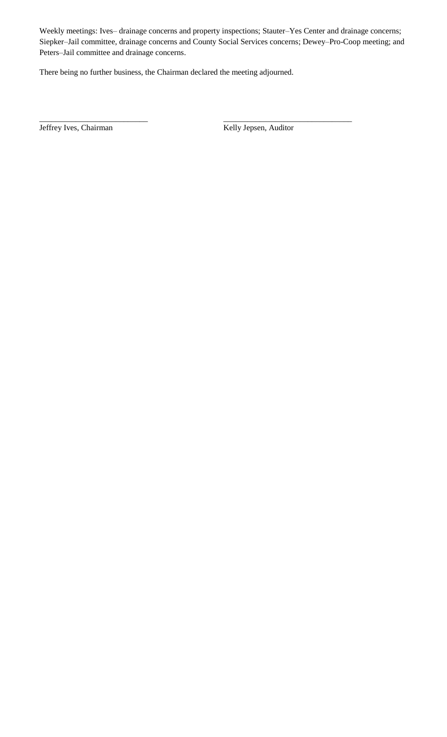Weekly meetings: Ives– drainage concerns and property inspections; Stauter–Yes Center and drainage concerns; Siepker–Jail committee, drainage concerns and County Social Services concerns; Dewey–Pro-Coop meeting; and Peters–Jail committee and drainage concerns.

There being no further business, the Chairman declared the meeting adjourned.

| | |
|---|---|
| _________________________ | _______________________________ |
| Jeffrey Ives, Chairman | Kelly Jepsen, Auditor |